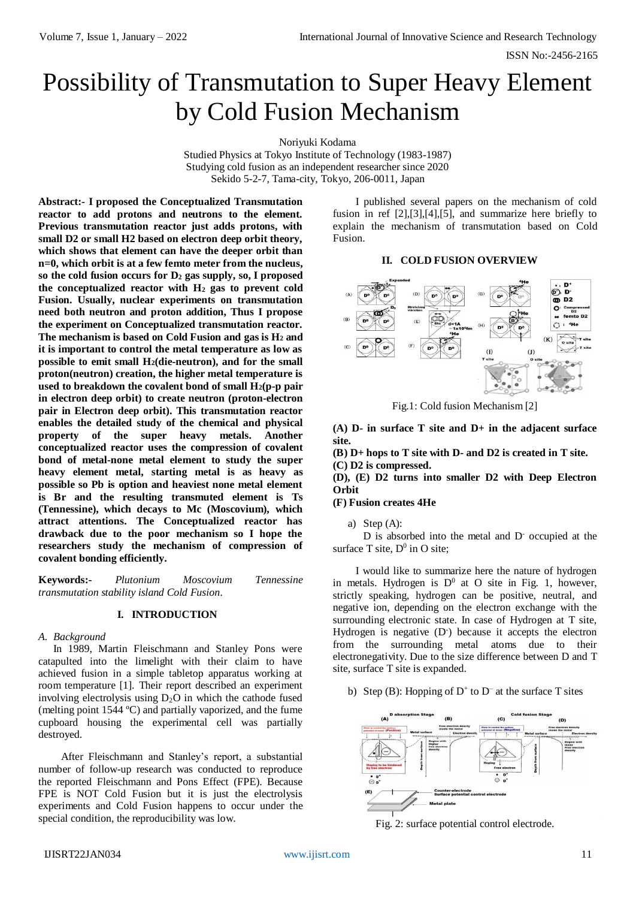# Possibility of Transmutation to Super Heavy Element by Cold Fusion Mechanism

Noriyuki Kodama
Studied Physics at Tokyo Institute of Technology (1983-1987)
Studying cold fusion as an independent researcher since 2020
Sekido 5-2-7, Tama-city, Tokyo, 206-0011, Japan

**Abstract:- I proposed the Conceptualized Transmutation reactor to add protons and neutrons to the element. Previous transmutation reactor just adds protons, with small D2 or small H2 based on electron deep orbit theory, which shows that element can have the deeper orbit than n=0, which orbit is at a few femto meter from the nucleus, so the cold fusion occurs for $D_2$ gas supply, so, I proposed the conceptualized reactor with $H_2$ gas to prevent cold Fusion. Usually, nuclear experiments on transmutation need both neutron and proton addition, Thus I propose the experiment on Conceptualized transmutation reactor. The mechanism is based on Cold Fusion and gas is $H_2$ and it is important to control the metal temperature as low as possible to emit small $H_2$(die-neutron), and for the small proton(neutron) creation, the higher metal temperature is used to breakdown the covalent bond of small $H_2$(p-p pair in electron deep orbit) to create neutron (proton-electron pair in Electron deep orbit). This transmutation reactor enables the detailed study of the chemical and physical property of the super heavy metals. Another conceptualized reactor uses the compression of covalent bond of metal-none metal element to study the super heavy element metal, starting metal is as heavy as possible so Pb is option and heaviest none metal element is Br and the resulting transmuted element is Ts (Tennessine), which decays to Mc (Moscovium), which attract attentions. The Conceptualized reactor has drawback due to the poor mechanism so I hope the researchers study the mechanism of compression of covalent bonding efficiently.**

**Keywords:-** *Plutonium Moscovium Tennessine transmutation stability island Cold Fusion.*

## I. INTRODUCTION

### *A. Background*

In 1989, Martin Fleischmann and Stanley Pons were catapulted into the limelight with their claim to have achieved fusion in a simple tabletop apparatus working at room temperature [1]. Their report described an experiment involving electrolysis using $D_2O$ in which the cathode fused (melting point 1544 ºC) and partially vaporized, and the fume cupboard housing the experimental cell was partially destroyed.

After Fleischmann and Stanley's report, a substantial number of follow-up research was conducted to reproduce the reported Fleischmann and Pons Effect (FPE). Because FPE is NOT Cold Fusion but it is just the electrolysis experiments and Cold Fusion happens to occur under the special condition, the reproducibility was low.

I published several papers on the mechanism of cold fusion in ref [2],[3],[4],[5], and summarize here briefly to explain the mechanism of transmutation based on Cold Fusion.

## II. COLD FUSION OVERVIEW

Fig.1: Cold fusion Mechanism [2]

**(A) D- in surface T site and D+ in the adjacent surface site.**
**(B) D+ hops to T site with D- and D2 is created in T site.**
**(C) D2 is compressed.**
**(D), (E) D2 turns into smaller D2 with Deep Electron Orbit**
**(F) Fusion creates 4He**

a) Step (A):

D is absorbed into the metal and $D^-$ occupied at the surface T site, $D^0$ in O site;

I would like to summarize here the nature of hydrogen in metals. Hydrogen is $D^0$ at O site in Fig. 1, however, strictly speaking, hydrogen can be positive, neutral, and negative ion, depending on the electron exchange with the surrounding electronic state. In case of Hydrogen at T site, Hydrogen is negative ($D^-$) because it accepts the electron from the surrounding metal atoms due to their electronegativity. Due to the size difference between D and T site, surface T site is expanded.

b) Step (B): Hopping of $D^+$ to $D^-$ at the surface T sites

Fig. 2: surface potential control electrode.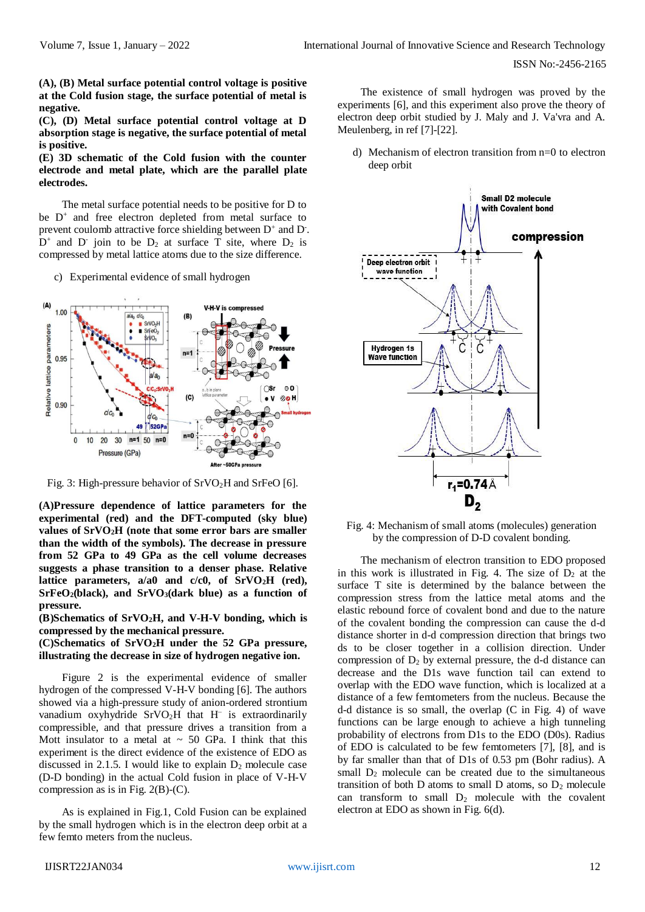**(A), (B) Metal surface potential control voltage is positive at the Cold fusion stage, the surface potential of metal is negative.**
**(C), (D) Metal surface potential control voltage at D absorption stage is negative, the surface potential of metal is positive.**
**(E) 3D schematic of the Cold fusion with the counter electrode and metal plate, which are the parallel plate electrodes.**

The metal surface potential needs to be positive for D to be $D^+$ and free electron depleted from metal surface to prevent coulomb attractive force shielding between $D^+$ and $D^-$. $D^+$ and $D^-$ join to be $D_2$ at surface T site, where $D_2$ is compressed by metal lattice atoms due to the size difference.

c) Experimental evidence of small hydrogen

Fig. 3: High-pressure behavior of $SrVO_2H$ and SrFeO [6].

**(A)Pressure dependence of lattice parameters for the experimental (red) and the DFT-computed (sky blue) values of $SrVO_2H$ (note that some error bars are smaller than the width of the symbols). The decrease in pressure from 52 GPa to 49 GPa as the cell volume decreases suggests a phase transition to a denser phase. Relative lattice parameters, a/a0 and c/c0, of $SrVO_2H$ (red), $SrFeO_2$(black), and $SrVO_3$(dark blue) as a function of pressure.**
**(B)Schematics of $SrVO_2H$, and V-H-V bonding, which is compressed by the mechanical pressure.**
**(C)Schematics of $SrVO_2H$ under the 52 GPa pressure, illustrating the decrease in size of hydrogen negative ion.**

Figure 2 is the experimental evidence of smaller hydrogen of the compressed V-H-V bonding [6]. The authors showed via a high-pressure study of anion-ordered strontium vanadium oxyhydride $SrVO_2H$ that $H^-$ is extraordinarily compressible, and that pressure drives a transition from a Mott insulator to a metal at ~ 50 GPa. I think that this experiment is the direct evidence of the existence of EDO as discussed in 2.1.5. I would like to explain $D_2$ molecule case (D-D bonding) in the actual Cold fusion in place of V-H-V compression as is in Fig. 2(B)-(C).

As is explained in Fig.1, Cold Fusion can be explained by the small hydrogen which is in the electron deep orbit at a few femto meters from the nucleus.

The existence of small hydrogen was proved by the experiments [6], and this experiment also prove the theory of electron deep orbit studied by J. Maly and J. Va'vra and A. Meulenberg, in ref [7]-[22].

d) Mechanism of electron transition from n=0 to electron deep orbit

Fig. 4: Mechanism of small atoms (molecules) generation by the compression of D-D covalent bonding.

The mechanism of electron transition to EDO proposed in this work is illustrated in Fig. 4. The size of $D_2$ at the surface T site is determined by the balance between the compression stress from the lattice metal atoms and the elastic rebound force of covalent bond and due to the nature of the covalent bonding the compression can cause the d-d distance shorter in d-d compression direction that brings two ds to be closer together in a collision direction. Under compression of $D_2$ by external pressure, the d-d distance can decrease and the D1s wave function tail can extend to overlap with the EDO wave function, which is localized at a distance of a few femtometers from the nucleus. Because the d-d distance is so small, the overlap (C in Fig. 4) of wave functions can be large enough to achieve a high tunneling probability of electrons from D1s to the EDO (D0s). Radius of EDO is calculated to be few femtometers [7], [8], and is by far smaller than that of D1s of 0.53 pm (Bohr radius). A small $D_2$ molecule can be created due to the simultaneous transition of both D atoms to small D atoms, so $D_2$ molecule can transform to small $D_2$ molecule with the covalent electron at EDO as shown in Fig. 6(d).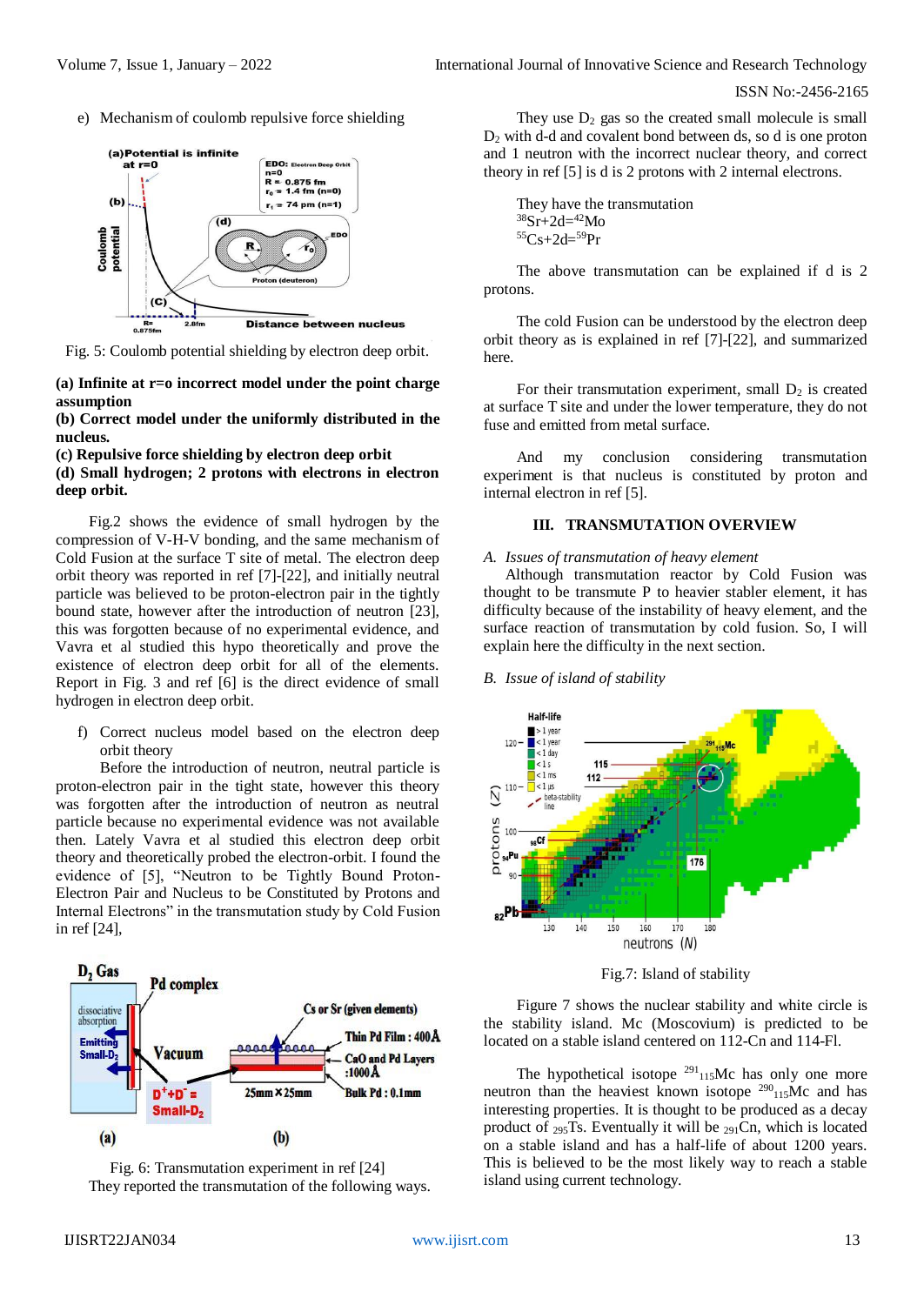e) Mechanism of coulomb repulsive force shielding

Fig. 5: Coulomb potential shielding by electron deep orbit.

**(a) Infinite at r=o incorrect model under the point charge assumption**
**(b) Correct model under the uniformly distributed in the nucleus.**
**(c) Repulsive force shielding by electron deep orbit**
**(d) Small hydrogen; 2 protons with electrons in electron deep orbit.**

Fig.2 shows the evidence of small hydrogen by the compression of V-H-V bonding, and the same mechanism of Cold Fusion at the surface T site of metal. The electron deep orbit theory was reported in ref [7]-[22], and initially neutral particle was believed to be proton-electron pair in the tightly bound state, however after the introduction of neutron [23], this was forgotten because of no experimental evidence, and Vavra et al studied this hypo theoretically and prove the existence of electron deep orbit for all of the elements. Report in Fig. 3 and ref [6] is the direct evidence of small hydrogen in electron deep orbit.

f) Correct nucleus model based on the electron deep orbit theory

Before the introduction of neutron, neutral particle is proton-electron pair in the tight state, however this theory was forgotten after the introduction of neutron as neutral particle because no experimental evidence was not available then. Lately Vavra et al studied this electron deep orbit theory and theoretically probed the electron-orbit. I found the evidence of [5], "Neutron to be Tightly Bound Proton-Electron Pair and Nucleus to be Constituted by Protons and Internal Electrons" in the transmutation study by Cold Fusion in ref [24],

Fig. 6: Transmutation experiment in ref [24]

They reported the transmutation of the following ways.

They use $D_2$ gas so the created small molecule is small $D_2$ with d-d and covalent bond between ds, so d is one proton and 1 neutron with the incorrect nuclear theory, and correct theory in ref [5] is d is 2 protons with 2 internal electrons.

They have the transmutation
$^{38}Sr+2d={}^{42}Mo$
$^{55}Cs+2d={}^{59}Pr$

The above transmutation can be explained if d is 2 protons.

The cold Fusion can be understood by the electron deep orbit theory as is explained in ref [7]-[22], and summarized here.

For their transmutation experiment, small $D_2$ is created at surface T site and under the lower temperature, they do not fuse and emitted from metal surface.

And my conclusion considering transmutation experiment is that nucleus is constituted by proton and internal electron in ref [5].

## III. TRANSMUTATION OVERVIEW

### *A. Issues of transmutation of heavy element*

Although transmutation reactor by Cold Fusion was thought to be transmute P to heavier stabler element, it has difficulty because of the instability of heavy element, and the surface reaction of transmutation by cold fusion. So, I will explain here the difficulty in the next section.

### *B. Issue of island of stability*

Fig.7: Island of stability

Figure 7 shows the nuclear stability and white circle is the stability island. Mc (Moscovium) is predicted to be located on a stable island centered on 112-Cn and 114-Fl.

The hypothetical isotope $^{291}{}_{115}$Mc has only one more neutron than the heaviest known isotope $^{290}{}_{115}$Mc and has interesting properties. It is thought to be produced as a decay product of $_{295}$Ts. Eventually it will be $_{291}$Cn, which is located on a stable island and has a half-life of about 1200 years. This is believed to be the most likely way to reach a stable island using current technology.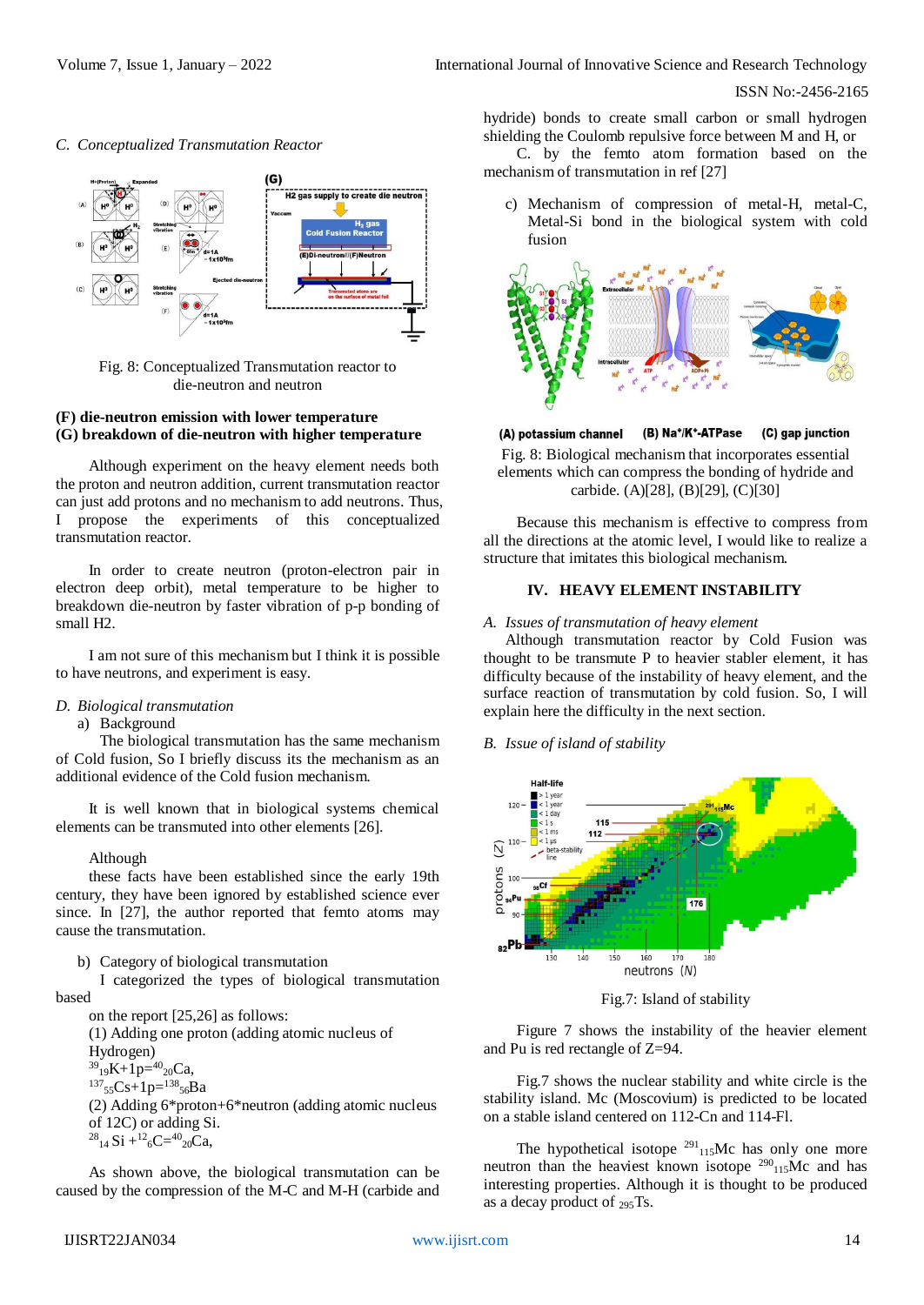### C. Conceptualized Transmutation Reactor

Fig. 8: Conceptualized Transmutation reactor to die-neutron and neutron

**(F) die-neutron emission with lower temperature**
**(G) breakdown of die-neutron with higher temperature**

Although experiment on the heavy element needs both the proton and neutron addition, current transmutation reactor can just add protons and no mechanism to add neutrons. Thus, I propose the experiments of this conceptualized transmutation reactor.

In order to create neutron (proton-electron pair in electron deep orbit), metal temperature to be higher to breakdown die-neutron by faster vibration of p-p bonding of small H2.

I am not sure of this mechanism but I think it is possible to have neutrons, and experiment is easy.

### D. Biological transmutation

a) Background

The biological transmutation has the same mechanism of Cold fusion, So I briefly discuss its the mechanism as an additional evidence of the Cold fusion mechanism.

It is well known that in biological systems chemical elements can be transmuted into other elements [26].

Although

these facts have been established since the early 19th century, they have been ignored by established science ever since. In [27], the author reported that femto atoms may cause the transmutation.

b) Category of biological transmutation

I categorized the types of biological transmutation based

on the report [25,26] as follows:

(1) Adding one proton (adding atomic nucleus of Hydrogen)

$^{39}_{19}K+1p={}^{40}_{20}Ca$,

$^{137}_{55}Cs+1p={}^{138}_{56}Ba$

(2) Adding 6*proton+6*neutron (adding atomic nucleus of 12C) or adding Si.

$^{28}_{14}Si+{}^{12}_{6}C={}^{40}_{20}Ca$,

As shown above, the biological transmutation can be caused by the compression of the M-C and M-H (carbide and hydride) bonds to create small carbon or small hydrogen shielding the Coulomb repulsive force between M and H, or

C. by the femto atom formation based on the mechanism of transmutation in ref [27]

c) Mechanism of compression of metal-H, metal-C, Metal-Si bond in the biological system with cold fusion

(A) potassium channel (B) Na⁺/K⁺-ATPase (C) gap junction

Fig. 8: Biological mechanism that incorporates essential elements which can compress the bonding of hydride and carbide. (A)[28], (B)[29], (C)[30]

Because this mechanism is effective to compress from all the directions at the atomic level, I would like to realize a structure that imitates this biological mechanism.

## IV. HEAVY ELEMENT INSTABILITY

### A. Issues of transmutation of heavy element

Although transmutation reactor by Cold Fusion was thought to be transmute P to heavier stabler element, it has difficulty because of the instability of heavy element, and the surface reaction of transmutation by cold fusion. So, I will explain here the difficulty in the next section.

### B. Issue of island of stability

Fig.7: Island of stability

Figure 7 shows the instability of the heavier element and Pu is red rectangle of Z=94.

Fig.7 shows the nuclear stability and white circle is the stability island. Mc (Moscovium) is predicted to be located on a stable island centered on 112-Cn and 114-Fl.

The hypothetical isotope $^{291}_{115}Mc$ has only one more neutron than the heaviest known isotope $^{290}_{115}Mc$ and has interesting properties. Although it is thought to be produced as a decay product of $_{295}Ts$.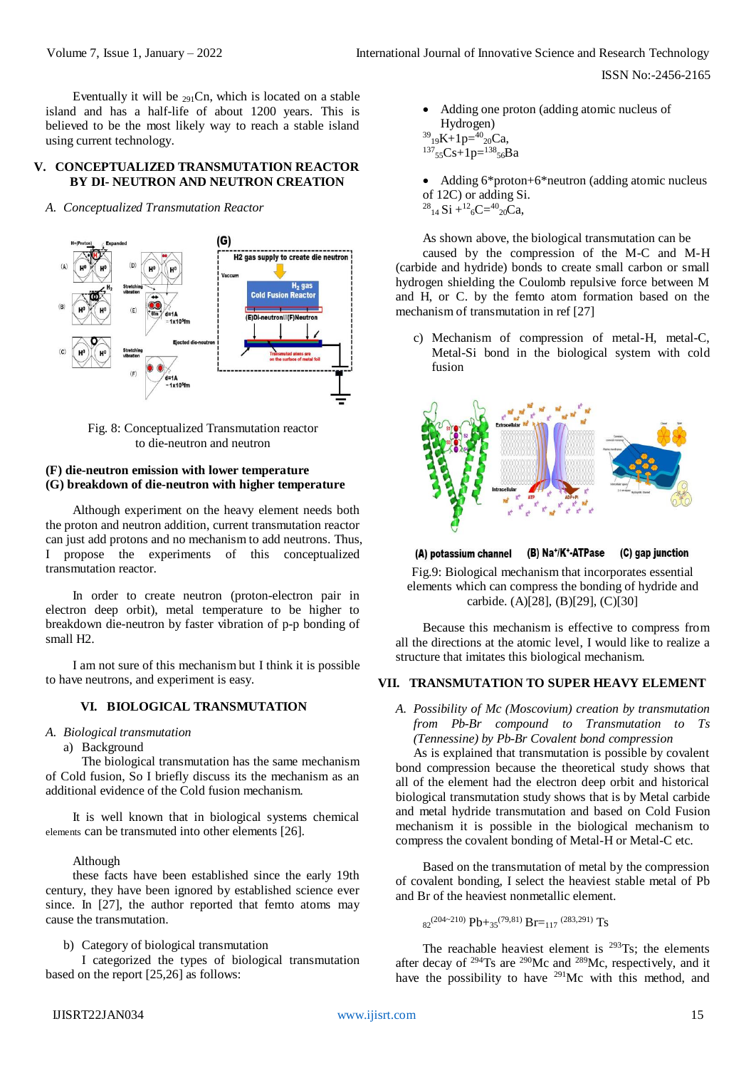Eventually it will be $_{291}$Cn, which is located on a stable island and has a half-life of about 1200 years. This is believed to be the most likely way to reach a stable island using current technology.

## V. CONCEPTUALIZED TRANSMUTATION REACTOR BY DI- NEUTRON AND NEUTRON CREATION

### *A. Conceptualized Transmutation Reactor*

Fig. 8: Conceptualized Transmutation reactor to die-neutron and neutron

**(F) die-neutron emission with lower temperature**
**(G) breakdown of die-neutron with higher temperature**

Although experiment on the heavy element needs both the proton and neutron addition, current transmutation reactor can just add protons and no mechanism to add neutrons. Thus, I propose the experiments of this conceptualized transmutation reactor.

In order to create neutron (proton-electron pair in electron deep orbit), metal temperature to be higher to breakdown die-neutron by faster vibration of p-p bonding of small H2.

I am not sure of this mechanism but I think it is possible to have neutrons, and experiment is easy.

## VI. BIOLOGICAL TRANSMUTATION

### *A. Biological transmutation*

a) Background

The biological transmutation has the same mechanism of Cold fusion, So I briefly discuss its the mechanism as an additional evidence of the Cold fusion mechanism.

It is well known that in biological systems chemical elements can be transmuted into other elements [26].

Although these facts have been established since the early 19th century, they have been ignored by established science ever since. In [27], the author reported that femto atoms may cause the transmutation.

b) Category of biological transmutation

I categorized the types of biological transmutation based on the report [25,26] as follows:

- Adding one proton (adding atomic nucleus of Hydrogen)

$^{39}_{19}$K+1p=$^{40}_{20}$Ca,
$^{137}_{55}$Cs+1p=$^{138}_{56}$Ba

- Adding 6*proton+6*neutron (adding atomic nucleus of 12C) or adding Si.

$^{28}_{14}$Si +$^{12}_{6}$C=$^{40}_{20}$Ca,

As shown above, the biological transmutation can be caused by the compression of the M-C and M-H (carbide and hydride) bonds to create small carbon or small hydrogen shielding the Coulomb repulsive force between M and H, or C. by the femto atom formation based on the mechanism of transmutation in ref [27]

c) Mechanism of compression of metal-H, metal-C, Metal-Si bond in the biological system with cold fusion

(A) potassium channel (B) Na+/K+-ATPase (C) gap junction

Fig.9: Biological mechanism that incorporates essential elements which can compress the bonding of hydride and carbide. (A)[28], (B)[29], (C)[30]

Because this mechanism is effective to compress from all the directions at the atomic level, I would like to realize a structure that imitates this biological mechanism.

## VII. TRANSMUTATION TO SUPER HEAVY ELEMENT

### *A. Possibility of Mc (Moscovium) creation by transmutation from Pb-Br compound to Transmutation to Ts (Tennessine) by Pb-Br Covalent bond compression*

As is explained that transmutation is possible by covalent bond compression because the theoretical study shows that all of the element had the electron deep orbit and historical biological transmutation study shows that is by Metal carbide and metal hydride transmutation and based on Cold Fusion mechanism it is possible in the biological mechanism to compress the covalent bonding of Metal-H or Metal-C etc.

Based on the transmutation of metal by the compression of covalent bonding, I select the heaviest stable metal of Pb and Br of the heaviest nonmetallic element.

$$_{82}{}^{(204\sim210)}\text{Pb}+_{35}{}^{(79,81)}\text{Br}=_{117}{}^{(283,291)}\text{Ts}$$

The reachable heaviest element is $^{293}$Ts; the elements after decay of $^{294}$Ts are $^{290}$Mc and $^{289}$Mc, respectively, and it have the possibility to have $^{291}$Mc with this method, and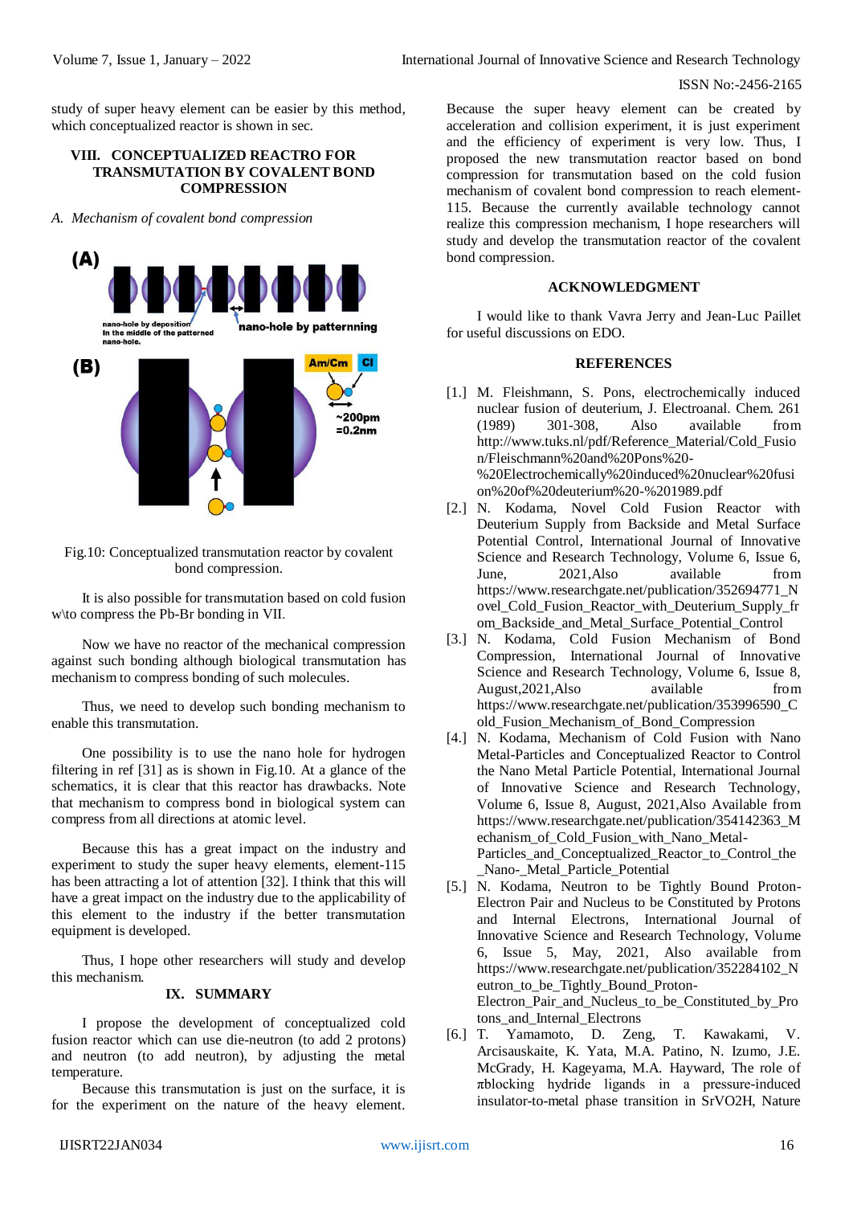study of super heavy element can be easier by this method, which conceptualized reactor is shown in sec.

## VIII. CONCEPTUALIZED REACTRO FOR TRANSMUTATION BY COVALENT BOND COMPRESSION

*A. Mechanism of covalent bond compression*

Fig.10: Conceptualized transmutation reactor by covalent bond compression.

It is also possible for transmutation based on cold fusion w\to compress the Pb-Br bonding in VII.

Now we have no reactor of the mechanical compression against such bonding although biological transmutation has mechanism to compress bonding of such molecules.

Thus, we need to develop such bonding mechanism to enable this transmutation.

One possibility is to use the nano hole for hydrogen filtering in ref [31] as is shown in Fig.10. At a glance of the schematics, it is clear that this reactor has drawbacks. Note that mechanism to compress bond in biological system can compress from all directions at atomic level.

Because this has a great impact on the industry and experiment to study the super heavy elements, element-115 has been attracting a lot of attention [32]. I think that this will have a great impact on the industry due to the applicability of this element to the industry if the better transmutation equipment is developed.

Thus, I hope other researchers will study and develop this mechanism.

## IX. SUMMARY

I propose the development of conceptualized cold fusion reactor which can use die-neutron (to add 2 protons) and neutron (to add neutron), by adjusting the metal temperature.

Because this transmutation is just on the surface, it is for the experiment on the nature of the heavy element. Because the super heavy element can be created by acceleration and collision experiment, it is just experiment and the efficiency of experiment is very low. Thus, I proposed the new transmutation reactor based on bond compression for transmutation based on the cold fusion mechanism of covalent bond compression to reach element-115. Because the currently available technology cannot realize this compression mechanism, I hope researchers will study and develop the transmutation reactor of the covalent bond compression.

## ACKNOWLEDGMENT

I would like to thank Vavra Jerry and Jean-Luc Paillet for useful discussions on EDO.

## REFERENCES

[1.] M. Fleishmann, S. Pons, electrochemically induced nuclear fusion of deuterium, J. Electroanal. Chem. 261 (1989) 301-308, Also available from http://www.tuks.nl/pdf/Reference_Material/Cold_Fusion/Fleischmann%20and%20Pons%20-%20Electrochemically%20induced%20nuclear%20fusion%20of%20deuterium%20-%201989.pdf

[2.] N. Kodama, Novel Cold Fusion Reactor with Deuterium Supply from Backside and Metal Surface Potential Control, International Journal of Innovative Science and Research Technology, Volume 6, Issue 6, June, 2021,Also available from https://www.researchgate.net/publication/352694771_Novel_Cold_Fusion_Reactor_with_Deuterium_Supply_from_Backside_and_Metal_Surface_Potential_Control

[3.] N. Kodama, Cold Fusion Mechanism of Bond Compression, International Journal of Innovative Science and Research Technology, Volume 6, Issue 8, August,2021,Also available from https://www.researchgate.net/publication/353996590_Cold_Fusion_Mechanism_of_Bond_Compression

[4.] N. Kodama, Mechanism of Cold Fusion with Nano Metal-Particles and Conceptualized Reactor to Control the Nano Metal Particle Potential, International Journal of Innovative Science and Research Technology, Volume 6, Issue 8, August, 2021,Also Available from https://www.researchgate.net/publication/354142363_Mechanism_of_Cold_Fusion_with_Nano_Metal-Particles_and_Conceptualized_Reactor_to_Control_the_Nano-_Metal_Particle_Potential

[5.] N. Kodama, Neutron to be Tightly Bound Proton-Electron Pair and Nucleus to be Constituted by Protons and Internal Electrons, International Journal of Innovative Science and Research Technology, Volume 6, Issue 5, May, 2021, Also available from https://www.researchgate.net/publication/352284102_Neutron_to_be_Tightly_Bound_Proton-Electron_Pair_and_Nucleus_to_be_Constituted_by_Protons_and_Internal_Electrons

[6.] T. Yamamoto, D. Zeng, T. Kawakami, V. Arcisauskaite, K. Yata, M.A. Patino, N. Izumo, J.E. McGrady, H. Kageyama, M.A. Hayward, The role of πblocking hydride ligands in a pressure-induced insulator-to-metal phase transition in $SrVO_2H$, Nature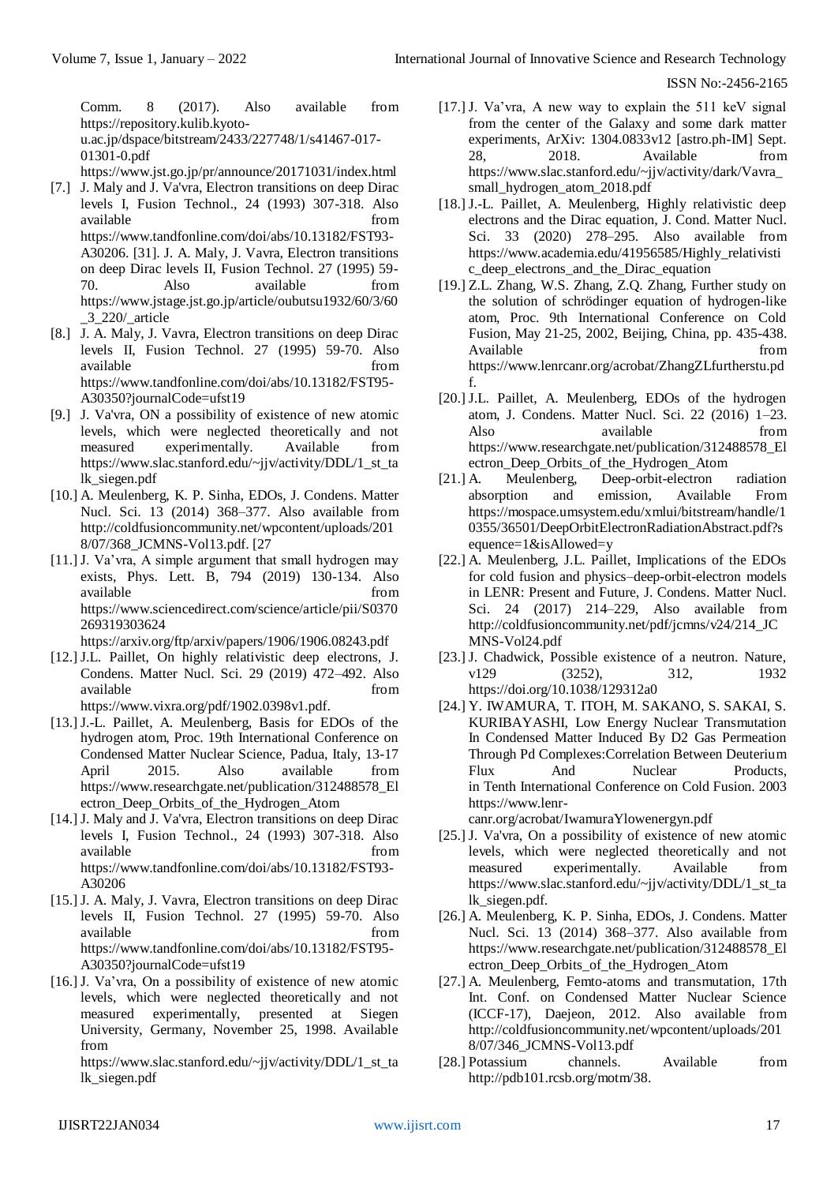Comm. 8 (2017). Also available from https://repository.kulib.kyoto-u.ac.jp/dspace/bitstream/2433/227748/1/s41467-017-01301-0.pdf https://www.jst.go.jp/pr/announce/20171031/index.html

[7.] J. Maly and J. Va'vra, Electron transitions on deep Dirac levels I, Fusion Technol., 24 (1993) 307-318. Also available from https://www.tandfonline.com/doi/abs/10.13182/FST93-A30206. [31]. J. A. Maly, J. Vavra, Electron transitions on deep Dirac levels II, Fusion Technol. 27 (1995) 59-70. Also available from https://www.jstage.jst.go.jp/article/oubutsu1932/60/3/60_3_220/_article

[8.] J. A. Maly, J. Vavra, Electron transitions on deep Dirac levels II, Fusion Technol. 27 (1995) 59-70. Also available from https://www.tandfonline.com/doi/abs/10.13182/FST95-A30350?journalCode=ufst19

[9.] J. Va'vra, ON a possibility of existence of new atomic levels, which were neglected theoretically and not measured experimentally. Available from https://www.slac.stanford.edu/~jjv/activity/DDL/1_st_talk_siegen.pdf

[10.] A. Meulenberg, K. P. Sinha, EDOs, J. Condens. Matter Nucl. Sci. 13 (2014) 368–377. Also available from http://coldfusioncommunity.net/wpcontent/uploads/2018/07/368_JCMNS-Vol13.pdf. [27

[11.] J. Va'vra, A simple argument that small hydrogen may exists, Phys. Lett. B, 794 (2019) 130-134. Also available from https://www.sciencedirect.com/science/article/pii/S0370269319303624 https://arxiv.org/ftp/arxiv/papers/1906/1906.08243.pdf

[12.] J.L. Paillet, On highly relativistic deep electrons, J. Condens. Matter Nucl. Sci. 29 (2019) 472–492. Also available from https://www.vixra.org/pdf/1902.0398v1.pdf.

[13.] J.-L. Paillet, A. Meulenberg, Basis for EDOs of the hydrogen atom, Proc. 19th International Conference on Condensed Matter Nuclear Science, Padua, Italy, 13-17 April 2015. Also available from https://www.researchgate.net/publication/312488578_Electron_Deep_Orbits_of_the_Hydrogen_Atom

[14.] J. Maly and J. Va'vra, Electron transitions on deep Dirac levels I, Fusion Technol., 24 (1993) 307-318. Also available from https://www.tandfonline.com/doi/abs/10.13182/FST93-A30206

[15.] J. A. Maly, J. Vavra, Electron transitions on deep Dirac levels II, Fusion Technol. 27 (1995) 59-70. Also available from https://www.tandfonline.com/doi/abs/10.13182/FST95-A30350?journalCode=ufst19

[16.] J. Va'vra, On a possibility of existence of new atomic levels, which were neglected theoretically and not measured experimentally, presented at Siegen University, Germany, November 25, 1998. Available from https://www.slac.stanford.edu/~jjv/activity/DDL/1_st_talk_siegen.pdf

[17.] J. Va'vra, A new way to explain the 511 keV signal from the center of the Galaxy and some dark matter experiments, ArXiv: 1304.0833v12 [astro.ph-IM] Sept. 28, 2018. Available from https://www.slac.stanford.edu/~jjv/activity/dark/Vavra_small_hydrogen_atom_2018.pdf

[18.] J.-L. Paillet, A. Meulenberg, Highly relativistic deep electrons and the Dirac equation, J. Cond. Matter Nucl. Sci. 33 (2020) 278–295. Also available from https://www.academia.edu/41956585/Highly_relativistic_deep_electrons_and_the_Dirac_equation

[19.] Z.L. Zhang, W.S. Zhang, Z.Q. Zhang, Further study on the solution of schrödinger equation of hydrogen-like atom, Proc. 9th International Conference on Cold Fusion, May 21-25, 2002, Beijing, China, pp. 435-438. Available from https://www.lenrcanr.org/acrobat/ZhangZLfurtherstu.pdf.

[20.] J.L. Paillet, A. Meulenberg, EDOs of the hydrogen atom, J. Condens. Matter Nucl. Sci. 22 (2016) 1–23. Also available from https://www.researchgate.net/publication/312488578_Electron_Deep_Orbits_of_the_Hydrogen_Atom

[21.] A. Meulenberg, Deep-orbit-electron radiation absorption and emission, Available From https://mospace.umsystem.edu/xmlui/bitstream/handle/10355/36501/DeepOrbitElectronRadiationAbstract.pdf?sequence=1&isAllowed=y

[22.] A. Meulenberg, J.L. Paillet, Implications of the EDOs for cold fusion and physics–deep-orbit-electron models in LENR: Present and Future, J. Condens. Matter Nucl. Sci. 24 (2017) 214–229, Also available from http://coldfusioncommunity.net/pdf/jcmns/v24/214_JCMNS-Vol24.pdf

[23.] J. Chadwick, Possible existence of a neutron. Nature, v129 (3252), 312, 1932 https://doi.org/10.1038/129312a0

[24.] Y. IWAMURA, T. ITOH, M. SAKANO, S. SAKAI, S. KURIBAYASHI, Low Energy Nuclear Transmutation In Condensed Matter Induced By D2 Gas Permeation Through Pd Complexes:Correlation Between Deuterium Flux And Nuclear Products, in Tenth International Conference on Cold Fusion. 2003 https://www.lenr-canr.org/acrobat/IwamuraYlowenergyn.pdf

[25.] J. Va'vra, On a possibility of existence of new atomic levels, which were neglected theoretically and not measured experimentally. Available from https://www.slac.stanford.edu/~jjv/activity/DDL/1_st_talk_siegen.pdf.

[26.] A. Meulenberg, K. P. Sinha, EDOs, J. Condens. Matter Nucl. Sci. 13 (2014) 368–377. Also available from https://www.researchgate.net/publication/312488578_Electron_Deep_Orbits_of_the_Hydrogen_Atom

[27.] A. Meulenberg, Femto-atoms and transmutation, 17th Int. Conf. on Condensed Matter Nuclear Science (ICCF-17), Daejeon, 2012. Also available from http://coldfusioncommunity.net/wpcontent/uploads/2018/07/346_JCMNS-Vol13.pdf

[28.] Potassium channels. Available from http://pdb101.rcsb.org/motm/38.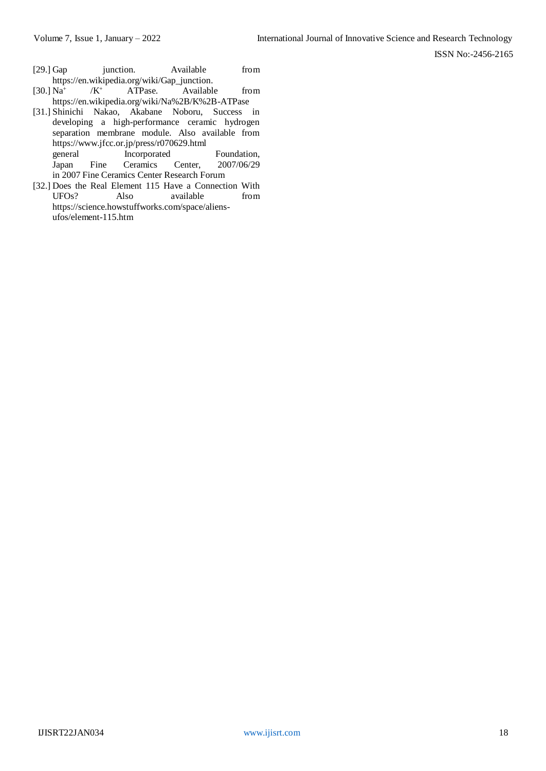[29.] Gap junction. Available from https://en.wikipedia.org/wiki/Gap_junction.

[30.] $Na^{+}$ /$K^{+}$ ATPase. Available from https://en.wikipedia.org/wiki/Na%2B/K%2B-ATPase

[31.] Shinichi Nakao, Akabane Noboru, Success in developing a high-performance ceramic hydrogen separation membrane module. Also available from https://www.jfcc.or.jp/press/r070629.html general Incorporated Foundation, Japan Fine Ceramics Center, 2007/06/29 in 2007 Fine Ceramics Center Research Forum

[32.] Does the Real Element 115 Have a Connection With UFOs? Also available from https://science.howstuffworks.com/space/aliens-ufos/element-115.htm